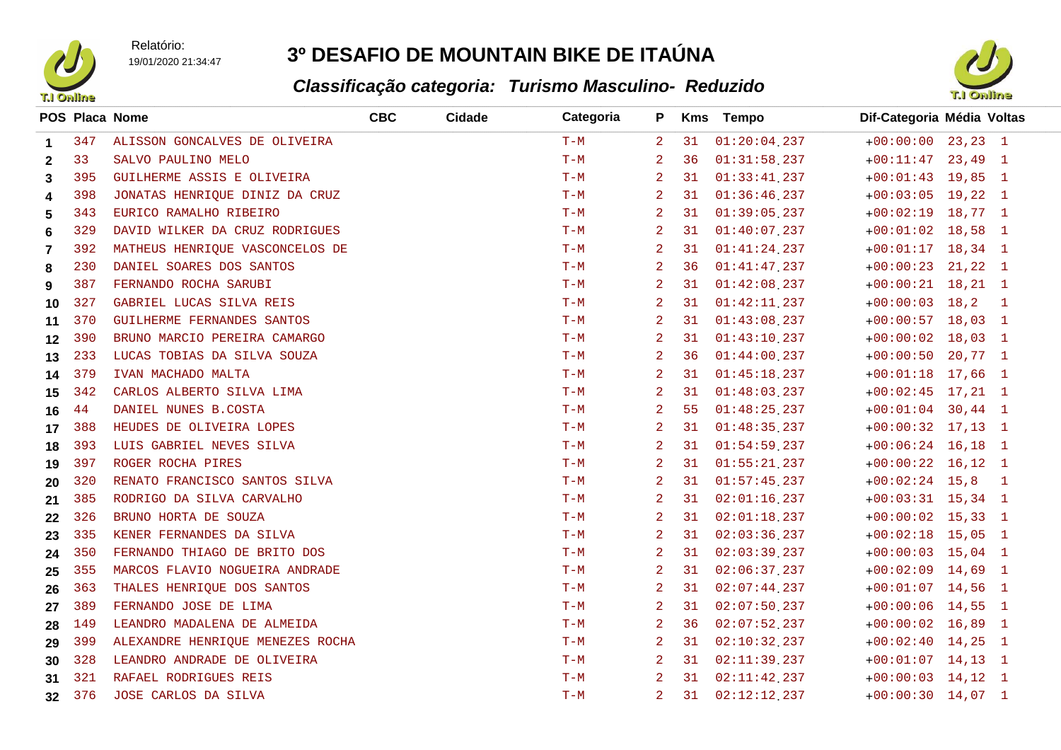Relatório:
19/01/2020 21:34:47

# 3º DESAFIO DE MOUNTAIN BIKE DE ITAÚNA

## *Classificação categoria: Turismo Masculino- Reduzido*

| POS | Placa | Nome | CBC | Cidade | Categoria | P | Kms | Tempo | Dif-Categoria | Média | Voltas |
|---|---|---|---|---|---|---|---|---|---|---|---|
| 1 | 347 | ALISSON GONCALVES DE OLIVEIRA | | | T-M | 2 | 31 | 01:20:04.237 | +00:00:00 | 23,23 | 1 |
| 2 | 33 | SALVO PAULINO MELO | | | T-M | 2 | 36 | 01:31:58.237 | +00:11:47 | 23,49 | 1 |
| 3 | 395 | GUILHERME ASSIS E OLIVEIRA | | | T-M | 2 | 31 | 01:33:41.237 | +00:01:43 | 19,85 | 1 |
| 4 | 398 | JONATAS HENRIQUE DINIZ DA CRUZ | | | T-M | 2 | 31 | 01:36:46.237 | +00:03:05 | 19,22 | 1 |
| 5 | 343 | EURICO RAMALHO RIBEIRO | | | T-M | 2 | 31 | 01:39:05.237 | +00:02:19 | 18,77 | 1 |
| 6 | 329 | DAVID WILKER DA CRUZ RODRIGUES | | | T-M | 2 | 31 | 01:40:07.237 | +00:01:02 | 18,58 | 1 |
| 7 | 392 | MATHEUS HENRIQUE VASCONCELOS DE | | | T-M | 2 | 31 | 01:41:24.237 | +00:01:17 | 18,34 | 1 |
| 8 | 230 | DANIEL SOARES DOS SANTOS | | | T-M | 2 | 36 | 01:41:47.237 | +00:00:23 | 21,22 | 1 |
| 9 | 387 | FERNANDO ROCHA SARUBI | | | T-M | 2 | 31 | 01:42:08.237 | +00:00:21 | 18,21 | 1 |
| 10 | 327 | GABRIEL LUCAS SILVA REIS | | | T-M | 2 | 31 | 01:42:11.237 | +00:00:03 | 18,2 | 1 |
| 11 | 370 | GUILHERME FERNANDES SANTOS | | | T-M | 2 | 31 | 01:43:08.237 | +00:00:57 | 18,03 | 1 |
| 12 | 390 | BRUNO MARCIO PEREIRA CAMARGO | | | T-M | 2 | 31 | 01:43:10.237 | +00:00:02 | 18,03 | 1 |
| 13 | 233 | LUCAS TOBIAS DA SILVA SOUZA | | | T-M | 2 | 36 | 01:44:00.237 | +00:00:50 | 20,77 | 1 |
| 14 | 379 | IVAN MACHADO MALTA | | | T-M | 2 | 31 | 01:45:18.237 | +00:01:18 | 17,66 | 1 |
| 15 | 342 | CARLOS ALBERTO SILVA LIMA | | | T-M | 2 | 31 | 01:48:03.237 | +00:02:45 | 17,21 | 1 |
| 16 | 44 | DANIEL NUNES B.COSTA | | | T-M | 2 | 55 | 01:48:25.237 | +00:01:04 | 30,44 | 1 |
| 17 | 388 | HEUDES DE OLIVEIRA LOPES | | | T-M | 2 | 31 | 01:48:35.237 | +00:00:32 | 17,13 | 1 |
| 18 | 393 | LUIS GABRIEL NEVES SILVA | | | T-M | 2 | 31 | 01:54:59.237 | +00:06:24 | 16,18 | 1 |
| 19 | 397 | ROGER ROCHA PIRES | | | T-M | 2 | 31 | 01:55:21.237 | +00:00:22 | 16,12 | 1 |
| 20 | 320 | RENATO FRANCISCO SANTOS SILVA | | | T-M | 2 | 31 | 01:57:45.237 | +00:02:24 | 15,8 | 1 |
| 21 | 385 | RODRIGO DA SILVA CARVALHO | | | T-M | 2 | 31 | 02:01:16.237 | +00:03:31 | 15,34 | 1 |
| 22 | 326 | BRUNO HORTA DE SOUZA | | | T-M | 2 | 31 | 02:01:18.237 | +00:00:02 | 15,33 | 1 |
| 23 | 335 | KENER FERNANDES DA SILVA | | | T-M | 2 | 31 | 02:03:36.237 | +00:02:18 | 15,05 | 1 |
| 24 | 350 | FERNANDO THIAGO DE BRITO DOS | | | T-M | 2 | 31 | 02:03:39.237 | +00:00:03 | 15,04 | 1 |
| 25 | 355 | MARCOS FLAVIO NOGUEIRA ANDRADE | | | T-M | 2 | 31 | 02:06:37.237 | +00:02:09 | 14,69 | 1 |
| 26 | 363 | THALES HENRIQUE DOS SANTOS | | | T-M | 2 | 31 | 02:07:44.237 | +00:01:07 | 14,56 | 1 |
| 27 | 389 | FERNANDO JOSE DE LIMA | | | T-M | 2 | 31 | 02:07:50.237 | +00:00:06 | 14,55 | 1 |
| 28 | 149 | LEANDRO MADALENA DE ALMEIDA | | | T-M | 2 | 36 | 02:07:52.237 | +00:00:02 | 16,89 | 1 |
| 29 | 399 | ALEXANDRE HENRIQUE MENEZES ROCHA | | | T-M | 2 | 31 | 02:10:32.237 | +00:02:40 | 14,25 | 1 |
| 30 | 328 | LEANDRO ANDRADE DE OLIVEIRA | | | T-M | 2 | 31 | 02:11:39.237 | +00:01:07 | 14,13 | 1 |
| 31 | 321 | RAFAEL RODRIGUES REIS | | | T-M | 2 | 31 | 02:11:42.237 | +00:00:03 | 14,12 | 1 |
| 32 | 376 | JOSE CARLOS DA SILVA | | | T-M | 2 | 31 | 02:12:12.237 | +00:00:30 | 14,07 | 1 |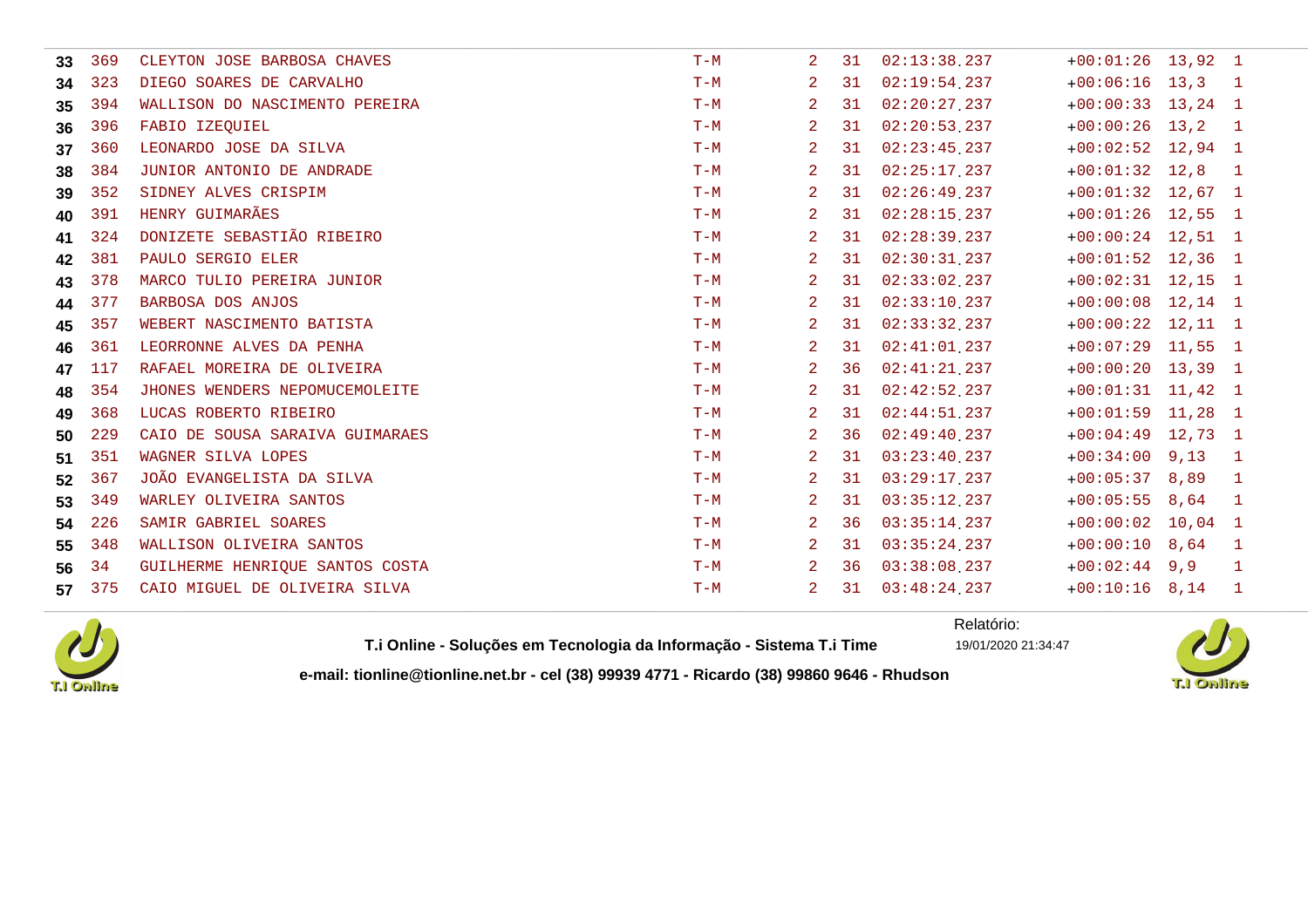| | | | | | | | | | |
|---|---|---|---|---|---|---|---|---|---|
| 33 | 369 | CLEYTON JOSE BARBOSA CHAVES | T-M | 2 | 31 | 02:13:38.237 | +00:01:26 | 13,92 | 1 |
| 34 | 323 | DIEGO SOARES DE CARVALHO | T-M | 2 | 31 | 02:19:54.237 | +00:06:16 | 13,3 | 1 |
| 35 | 394 | WALLISON DO NASCIMENTO PEREIRA | T-M | 2 | 31 | 02:20:27.237 | +00:00:33 | 13,24 | 1 |
| 36 | 396 | FABIO IZEQUIEL | T-M | 2 | 31 | 02:20:53.237 | +00:00:26 | 13,2 | 1 |
| 37 | 360 | LEONARDO JOSE DA SILVA | T-M | 2 | 31 | 02:23:45.237 | +00:02:52 | 12,94 | 1 |
| 38 | 384 | JUNIOR ANTONIO DE ANDRADE | T-M | 2 | 31 | 02:25:17.237 | +00:01:32 | 12,8 | 1 |
| 39 | 352 | SIDNEY ALVES CRISPIM | T-M | 2 | 31 | 02:26:49.237 | +00:01:32 | 12,67 | 1 |
| 40 | 391 | HENRY GUIMARÃES | T-M | 2 | 31 | 02:28:15.237 | +00:01:26 | 12,55 | 1 |
| 41 | 324 | DONIZETE SEBASTIÃO RIBEIRO | T-M | 2 | 31 | 02:28:39.237 | +00:00:24 | 12,51 | 1 |
| 42 | 381 | PAULO SERGIO ELER | T-M | 2 | 31 | 02:30:31.237 | +00:01:52 | 12,36 | 1 |
| 43 | 378 | MARCO TULIO PEREIRA JUNIOR | T-M | 2 | 31 | 02:33:02.237 | +00:02:31 | 12,15 | 1 |
| 44 | 377 | BARBOSA DOS ANJOS | T-M | 2 | 31 | 02:33:10.237 | +00:00:08 | 12,14 | 1 |
| 45 | 357 | WEBERT NASCIMENTO BATISTA | T-M | 2 | 31 | 02:33:32.237 | +00:00:22 | 12,11 | 1 |
| 46 | 361 | LEORRONNE ALVES DA PENHA | T-M | 2 | 31 | 02:41:01.237 | +00:07:29 | 11,55 | 1 |
| 47 | 117 | RAFAEL MOREIRA DE OLIVEIRA | T-M | 2 | 36 | 02:41:21.237 | +00:00:20 | 13,39 | 1 |
| 48 | 354 | JHONES WENDERS NEPOMUCEMOLEITE | T-M | 2 | 31 | 02:42:52.237 | +00:01:31 | 11,42 | 1 |
| 49 | 368 | LUCAS ROBERTO RIBEIRO | T-M | 2 | 31 | 02:44:51.237 | +00:01:59 | 11,28 | 1 |
| 50 | 229 | CAIO DE SOUSA SARAIVA GUIMARAES | T-M | 2 | 36 | 02:49:40.237 | +00:04:49 | 12,73 | 1 |
| 51 | 351 | WAGNER SILVA LOPES | T-M | 2 | 31 | 03:23:40.237 | +00:34:00 | 9,13 | 1 |
| 52 | 367 | JOÃO EVANGELISTA DA SILVA | T-M | 2 | 31 | 03:29:17.237 | +00:05:37 | 8,89 | 1 |
| 53 | 349 | WARLEY OLIVEIRA SANTOS | T-M | 2 | 31 | 03:35:12.237 | +00:05:55 | 8,64 | 1 |
| 54 | 226 | SAMIR GABRIEL SOARES | T-M | 2 | 36 | 03:35:14.237 | +00:00:02 | 10,04 | 1 |
| 55 | 348 | WALLISON OLIVEIRA SANTOS | T-M | 2 | 31 | 03:35:24.237 | +00:00:10 | 8,64 | 1 |
| 56 | 34 | GUILHERME HENRIQUE SANTOS COSTA | T-M | 2 | 36 | 03:38:08.237 | +00:02:44 | 9,9 | 1 |
| 57 | 375 | CAIO MIGUEL DE OLIVEIRA SILVA | T-M | 2 | 31 | 03:48:24.237 | +00:10:16 | 8,14 | 1 |

**T.i Online - Soluções em Tecnologia da Informação - Sistema T.i Time**

Relatório:
19/01/2020 21:34:47

**e-mail: tionline@tionline.net.br - cel (38) 99939 4771 - Ricardo (38) 99860 9646 - Rhudson**